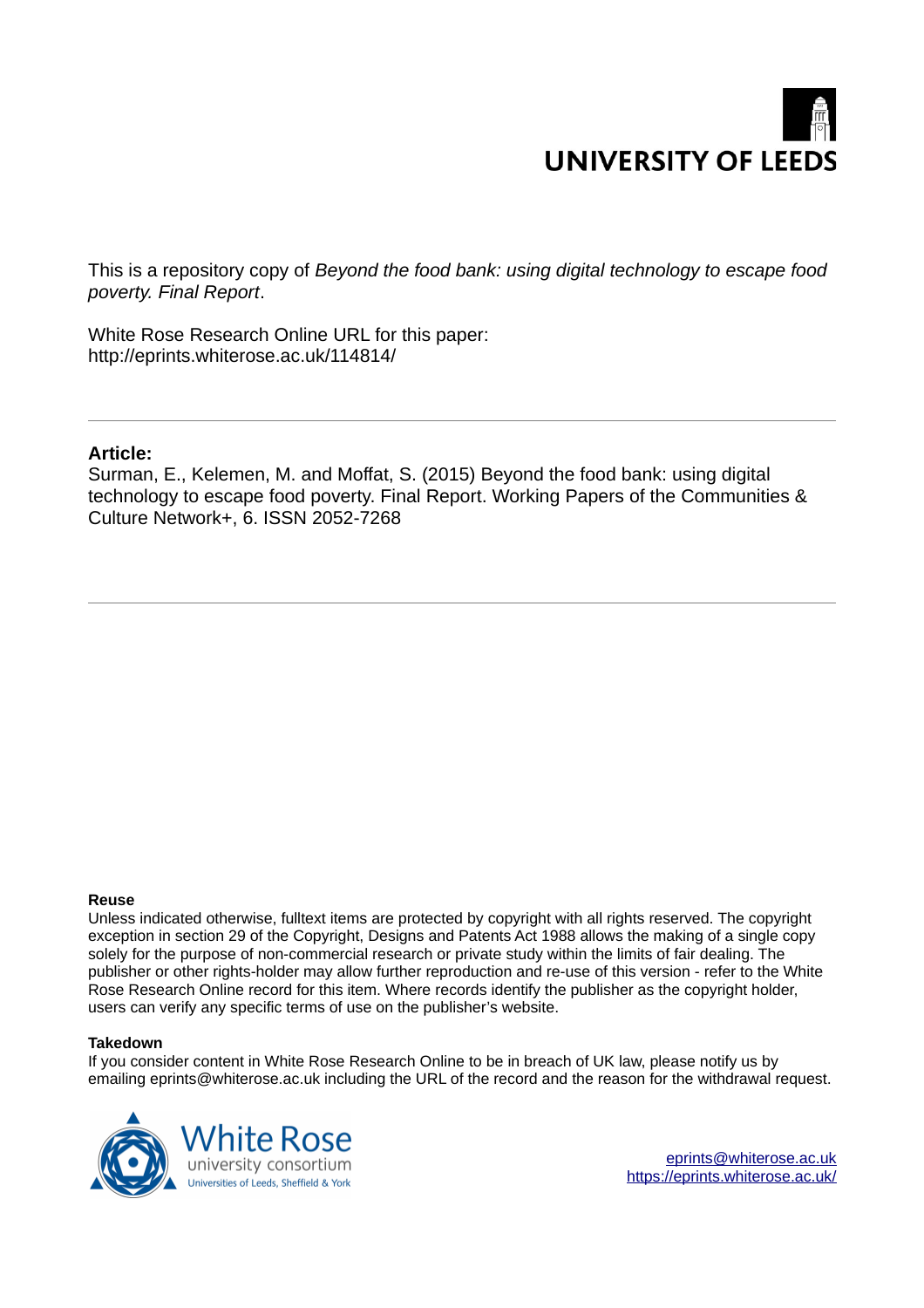UNIVERSITY OF LEEDS

This is a repository copy of *Beyond the food bank: using digital technology to escape food poverty. Final Report*.

White Rose Research Online URL for this paper:
http://eprints.whiterose.ac.uk/114814/

---

**Article:**

Surman, E., Kelemen, M. and Moffat, S. (2015) Beyond the food bank: using digital technology to escape food poverty. Final Report. Working Papers of the Communities & Culture Network+, 6. ISSN 2052-7268

---

**Reuse**

Unless indicated otherwise, fulltext items are protected by copyright with all rights reserved. The copyright exception in section 29 of the Copyright, Designs and Patents Act 1988 allows the making of a single copy solely for the purpose of non-commercial research or private study within the limits of fair dealing. The publisher or other rights-holder may allow further reproduction and re-use of this version - refer to the White Rose Research Online record for this item. Where records identify the publisher as the copyright holder, users can verify any specific terms of use on the publisher's website.

**Takedown**

If you consider content in White Rose Research Online to be in breach of UK law, please notify us by emailing eprints@whiterose.ac.uk including the URL of the record and the reason for the withdrawal request.

White Rose university consortium
Universities of Leeds, Sheffield & York

eprints@whiterose.ac.uk
https://eprints.whiterose.ac.uk/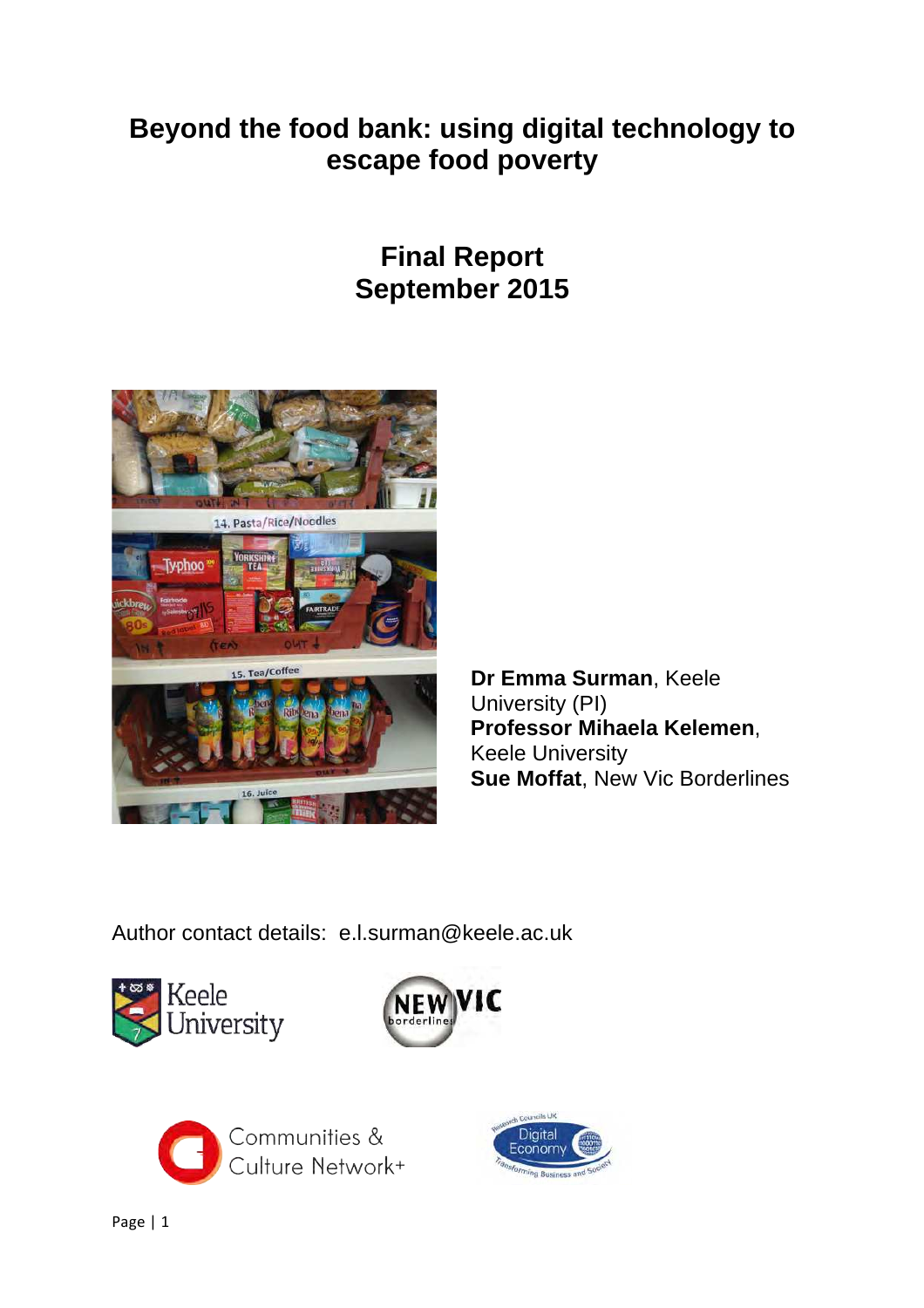# Beyond the food bank: using digital technology to escape food poverty

## Final Report
## September 2015

**Dr Emma Surman**, Keele University (PI)
**Professor Mihaela Kelemen**, Keele University
**Sue Moffat**, New Vic Borderlines

Author contact details: e.l.surman@keele.ac.uk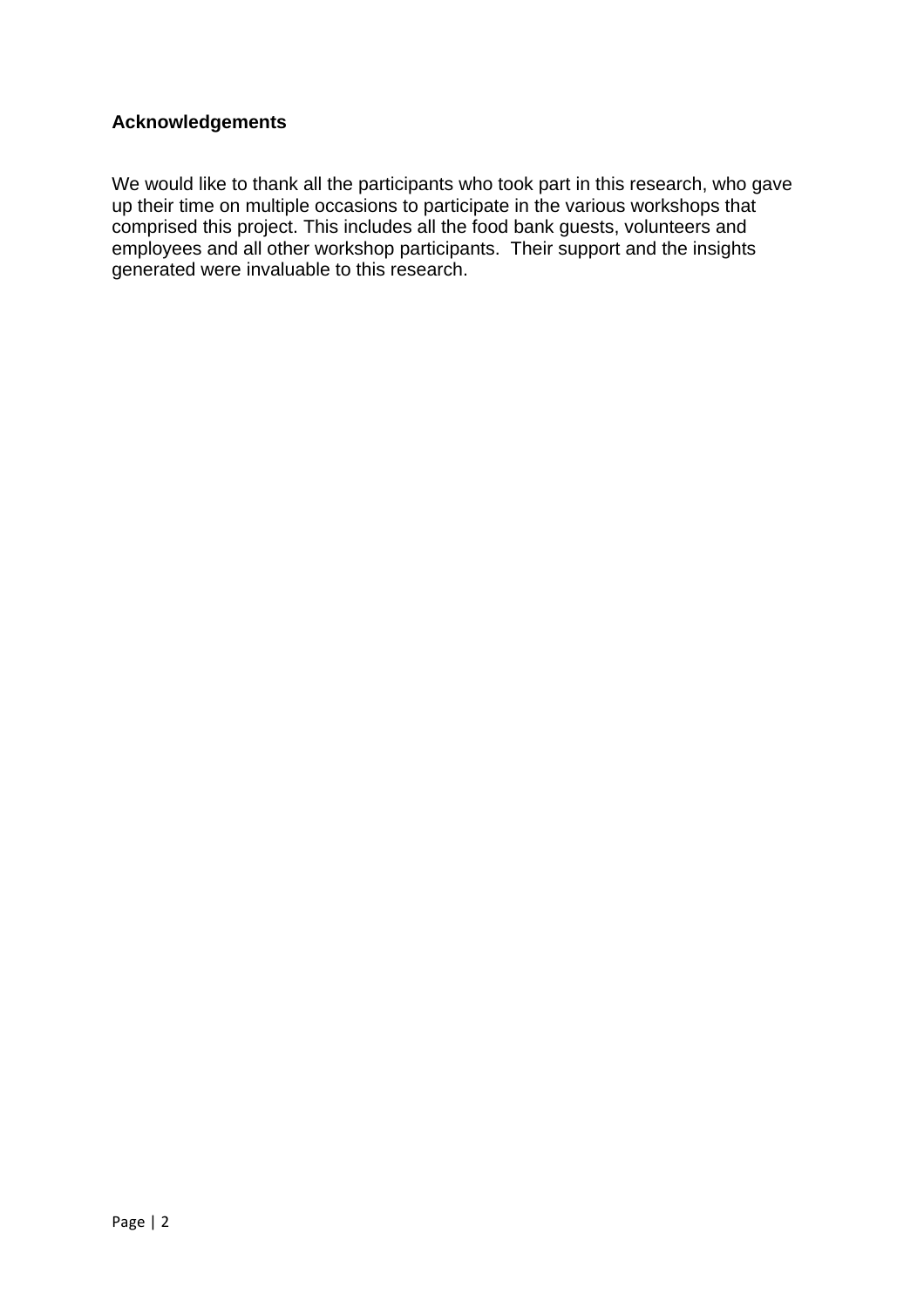## Acknowledgements

We would like to thank all the participants who took part in this research, who gave up their time on multiple occasions to participate in the various workshops that comprised this project. This includes all the food bank guests, volunteers and employees and all other workshop participants. Their support and the insights generated were invaluable to this research.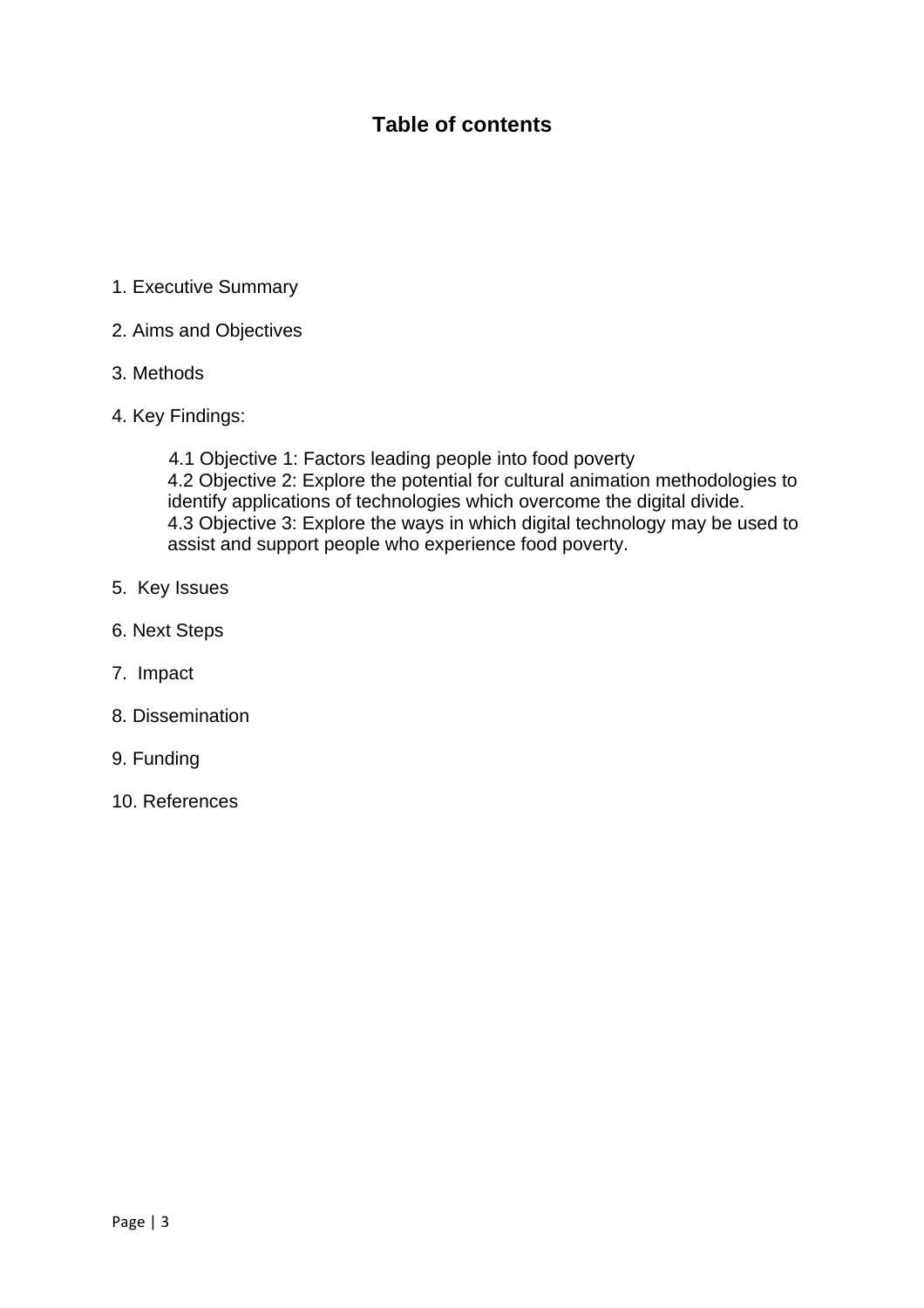## Table of contents

1. Executive Summary

2. Aims and Objectives

3. Methods

4. Key Findings:

   4.1 Objective 1: Factors leading people into food poverty
   4.2 Objective 2: Explore the potential for cultural animation methodologies to identify applications of technologies which overcome the digital divide.
   4.3 Objective 3: Explore the ways in which digital technology may be used to assist and support people who experience food poverty.

5. Key Issues

6. Next Steps

7. Impact

8. Dissemination

9. Funding

10. References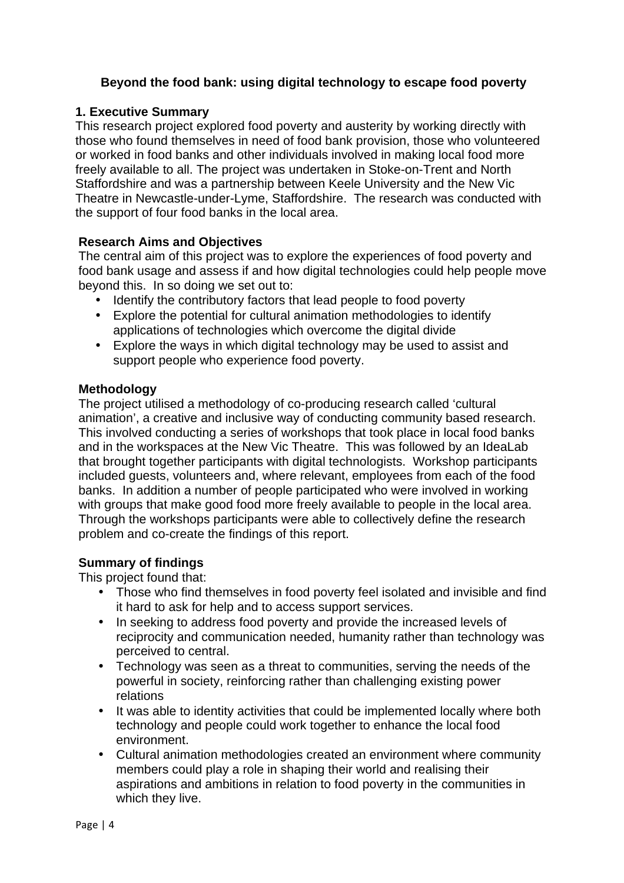# Beyond the food bank: using digital technology to escape food poverty

## 1. Executive Summary

This research project explored food poverty and austerity by working directly with those who found themselves in need of food bank provision, those who volunteered or worked in food banks and other individuals involved in making local food more freely available to all. The project was undertaken in Stoke-on-Trent and North Staffordshire and was a partnership between Keele University and the New Vic Theatre in Newcastle-under-Lyme, Staffordshire. The research was conducted with the support of four food banks in the local area.

### Research Aims and Objectives

The central aim of this project was to explore the experiences of food poverty and food bank usage and assess if and how digital technologies could help people move beyond this. In so doing we set out to:

- Identify the contributory factors that lead people to food poverty
- Explore the potential for cultural animation methodologies to identify applications of technologies which overcome the digital divide
- Explore the ways in which digital technology may be used to assist and support people who experience food poverty.

### Methodology

The project utilised a methodology of co-producing research called 'cultural animation', a creative and inclusive way of conducting community based research. This involved conducting a series of workshops that took place in local food banks and in the workspaces at the New Vic Theatre. This was followed by an IdeaLab that brought together participants with digital technologists. Workshop participants included guests, volunteers and, where relevant, employees from each of the food banks. In addition a number of people participated who were involved in working with groups that make good food more freely available to people in the local area. Through the workshops participants were able to collectively define the research problem and co-create the findings of this report.

### Summary of findings

This project found that:

- Those who find themselves in food poverty feel isolated and invisible and find it hard to ask for help and to access support services.
- In seeking to address food poverty and provide the increased levels of reciprocity and communication needed, humanity rather than technology was perceived to central.
- Technology was seen as a threat to communities, serving the needs of the powerful in society, reinforcing rather than challenging existing power relations
- It was able to identity activities that could be implemented locally where both technology and people could work together to enhance the local food environment.
- Cultural animation methodologies created an environment where community members could play a role in shaping their world and realising their aspirations and ambitions in relation to food poverty in the communities in which they live.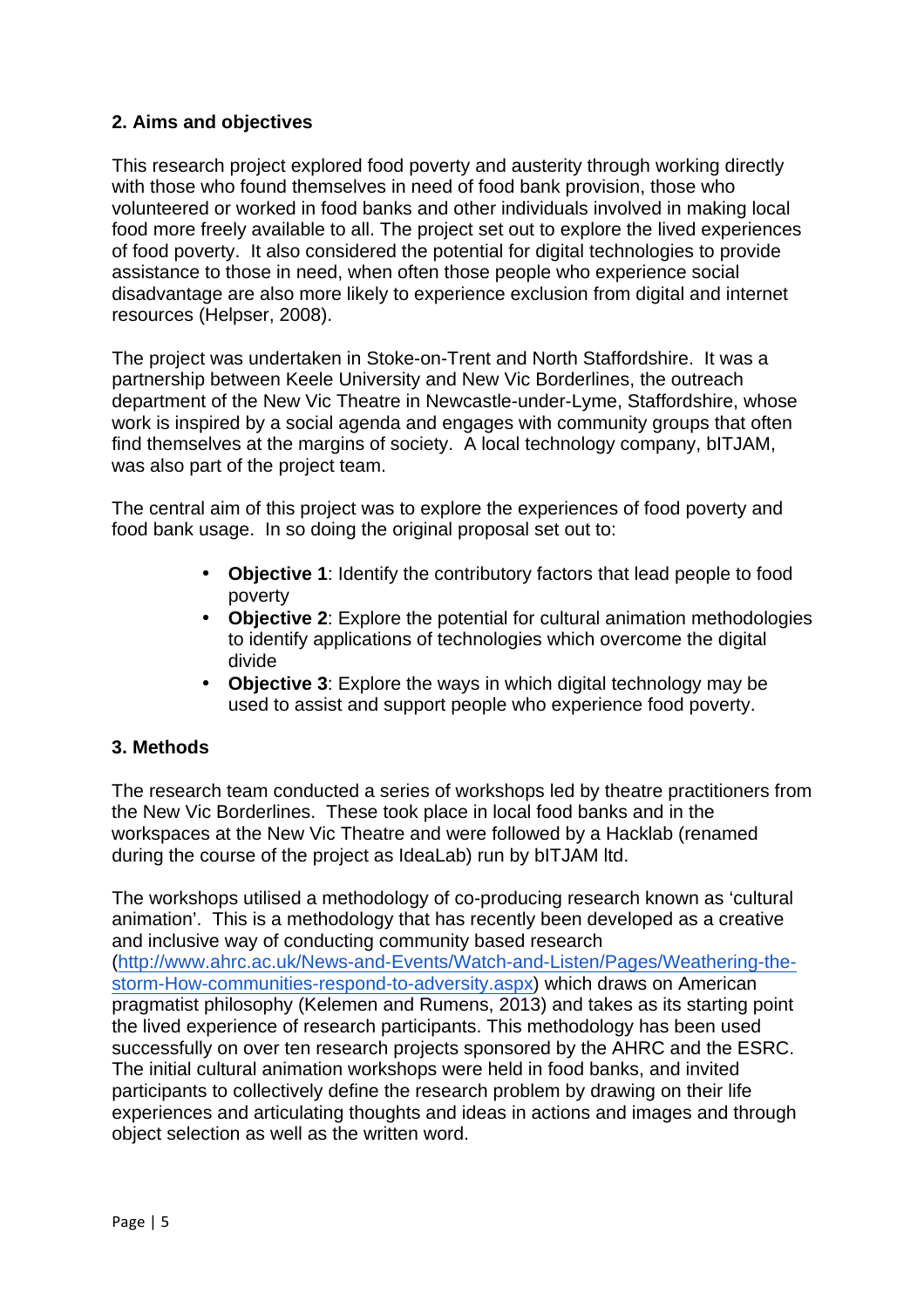## 2. Aims and objectives

This research project explored food poverty and austerity through working directly with those who found themselves in need of food bank provision, those who volunteered or worked in food banks and other individuals involved in making local food more freely available to all. The project set out to explore the lived experiences of food poverty. It also considered the potential for digital technologies to provide assistance to those in need, when often those people who experience social disadvantage are also more likely to experience exclusion from digital and internet resources (Helpser, 2008).

The project was undertaken in Stoke-on-Trent and North Staffordshire. It was a partnership between Keele University and New Vic Borderlines, the outreach department of the New Vic Theatre in Newcastle-under-Lyme, Staffordshire, whose work is inspired by a social agenda and engages with community groups that often find themselves at the margins of society. A local technology company, bITJAM, was also part of the project team.

The central aim of this project was to explore the experiences of food poverty and food bank usage. In so doing the original proposal set out to:

- **Objective 1**: Identify the contributory factors that lead people to food poverty
- **Objective 2**: Explore the potential for cultural animation methodologies to identify applications of technologies which overcome the digital divide
- **Objective 3**: Explore the ways in which digital technology may be used to assist and support people who experience food poverty.

## 3. Methods

The research team conducted a series of workshops led by theatre practitioners from the New Vic Borderlines. These took place in local food banks and in the workspaces at the New Vic Theatre and were followed by a Hacklab (renamed during the course of the project as IdeaLab) run by bITJAM ltd.

The workshops utilised a methodology of co-producing research known as 'cultural animation'. This is a methodology that has recently been developed as a creative and inclusive way of conducting community based research ([http://www.ahrc.ac.uk/News-and-Events/Watch-and-Listen/Pages/Weathering-the-storm-How-communities-respond-to-adversity.aspx](http://www.ahrc.ac.uk/News-and-Events/Watch-and-Listen/Pages/Weathering-the-storm-How-communities-respond-to-adversity.aspx)) which draws on American pragmatist philosophy (Kelemen and Rumens, 2013) and takes as its starting point the lived experience of research participants. This methodology has been used successfully on over ten research projects sponsored by the AHRC and the ESRC. The initial cultural animation workshops were held in food banks, and invited participants to collectively define the research problem by drawing on their life experiences and articulating thoughts and ideas in actions and images and through object selection as well as the written word.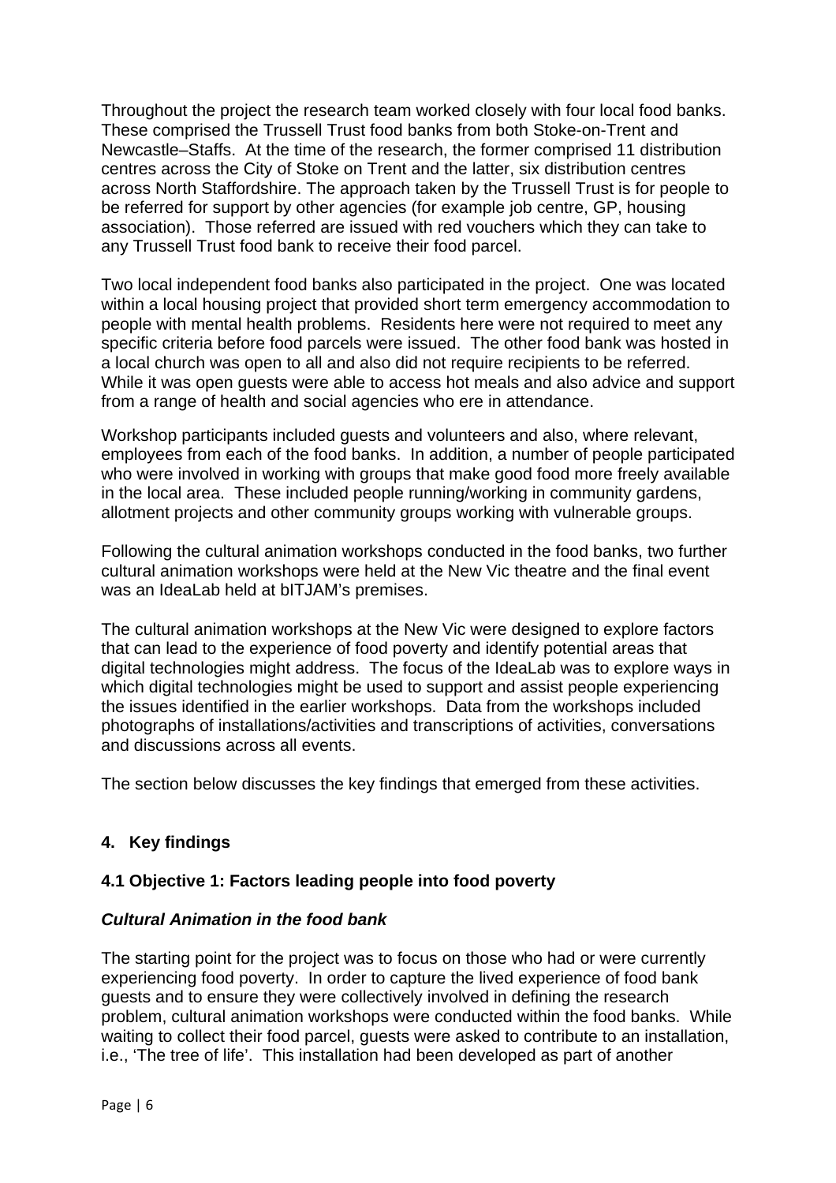Throughout the project the research team worked closely with four local food banks. These comprised the Trussell Trust food banks from both Stoke-on-Trent and Newcastle–Staffs. At the time of the research, the former comprised 11 distribution centres across the City of Stoke on Trent and the latter, six distribution centres across North Staffordshire. The approach taken by the Trussell Trust is for people to be referred for support by other agencies (for example job centre, GP, housing association). Those referred are issued with red vouchers which they can take to any Trussell Trust food bank to receive their food parcel.

Two local independent food banks also participated in the project. One was located within a local housing project that provided short term emergency accommodation to people with mental health problems. Residents here were not required to meet any specific criteria before food parcels were issued. The other food bank was hosted in a local church was open to all and also did not require recipients to be referred. While it was open guests were able to access hot meals and also advice and support from a range of health and social agencies who ere in attendance.

Workshop participants included guests and volunteers and also, where relevant, employees from each of the food banks. In addition, a number of people participated who were involved in working with groups that make good food more freely available in the local area. These included people running/working in community gardens, allotment projects and other community groups working with vulnerable groups.

Following the cultural animation workshops conducted in the food banks, two further cultural animation workshops were held at the New Vic theatre and the final event was an IdeaLab held at bITJAM's premises.

The cultural animation workshops at the New Vic were designed to explore factors that can lead to the experience of food poverty and identify potential areas that digital technologies might address. The focus of the IdeaLab was to explore ways in which digital technologies might be used to support and assist people experiencing the issues identified in the earlier workshops. Data from the workshops included photographs of installations/activities and transcriptions of activities, conversations and discussions across all events.

The section below discusses the key findings that emerged from these activities.

## 4. Key findings

### 4.1 Objective 1: Factors leading people into food poverty

#### *Cultural Animation in the food bank*

The starting point for the project was to focus on those who had or were currently experiencing food poverty. In order to capture the lived experience of food bank guests and to ensure they were collectively involved in defining the research problem, cultural animation workshops were conducted within the food banks. While waiting to collect their food parcel, guests were asked to contribute to an installation, i.e., 'The tree of life'. This installation had been developed as part of another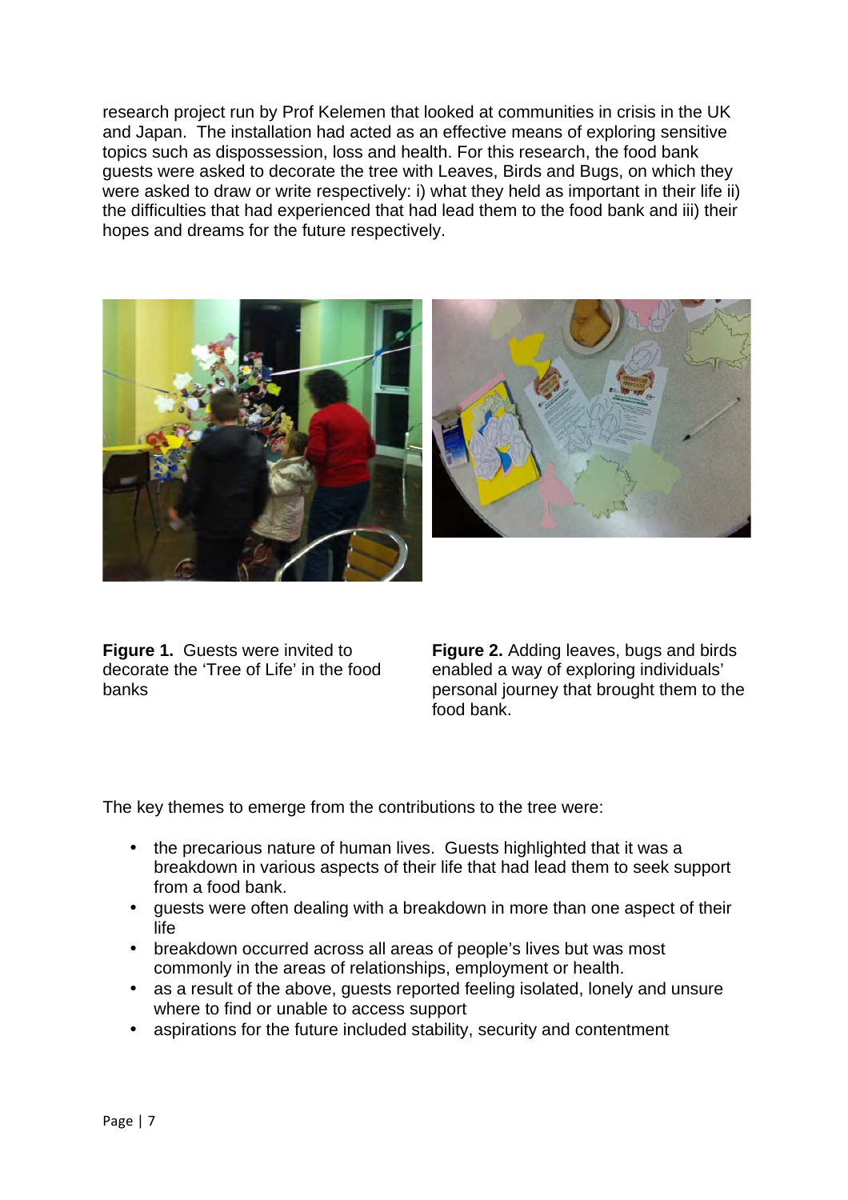research project run by Prof Kelemen that looked at communities in crisis in the UK and Japan. The installation had acted as an effective means of exploring sensitive topics such as dispossession, loss and health. For this research, the food bank guests were asked to decorate the tree with Leaves, Birds and Bugs, on which they were asked to draw or write respectively: i) what they held as important in their life ii) the difficulties that had experienced that had lead them to the food bank and iii) their hopes and dreams for the future respectively.

**Figure 1.** Guests were invited to decorate the 'Tree of Life' in the food banks

**Figure 2.** Adding leaves, bugs and birds enabled a way of exploring individuals' personal journey that brought them to the food bank.

The key themes to emerge from the contributions to the tree were:

- the precarious nature of human lives. Guests highlighted that it was a breakdown in various aspects of their life that had lead them to seek support from a food bank.
- guests were often dealing with a breakdown in more than one aspect of their life
- breakdown occurred across all areas of people's lives but was most commonly in the areas of relationships, employment or health.
- as a result of the above, guests reported feeling isolated, lonely and unsure where to find or unable to access support
- aspirations for the future included stability, security and contentment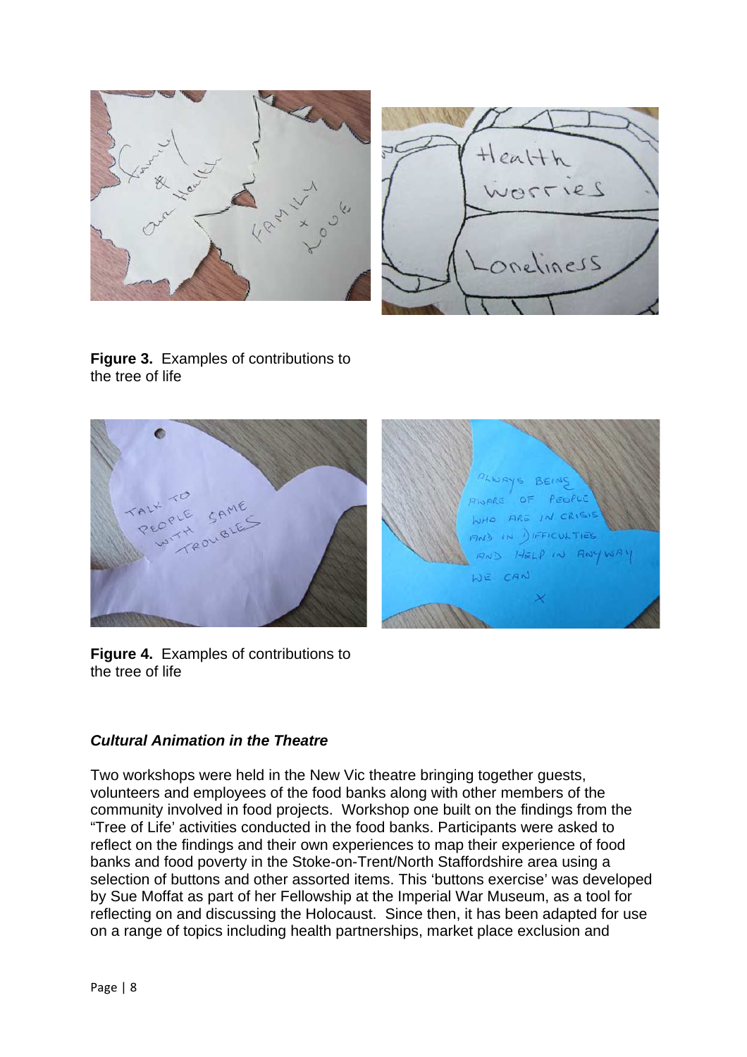**Figure 3.** Examples of contributions to the tree of life

**Figure 4.** Examples of contributions to the tree of life

### *Cultural Animation in the Theatre*

Two workshops were held in the New Vic theatre bringing together guests, volunteers and employees of the food banks along with other members of the community involved in food projects. Workshop one built on the findings from the "Tree of Life' activities conducted in the food banks. Participants were asked to reflect on the findings and their own experiences to map their experience of food banks and food poverty in the Stoke-on-Trent/North Staffordshire area using a selection of buttons and other assorted items. This 'buttons exercise' was developed by Sue Moffat as part of her Fellowship at the Imperial War Museum, as a tool for reflecting on and discussing the Holocaust. Since then, it has been adapted for use on a range of topics including health partnerships, market place exclusion and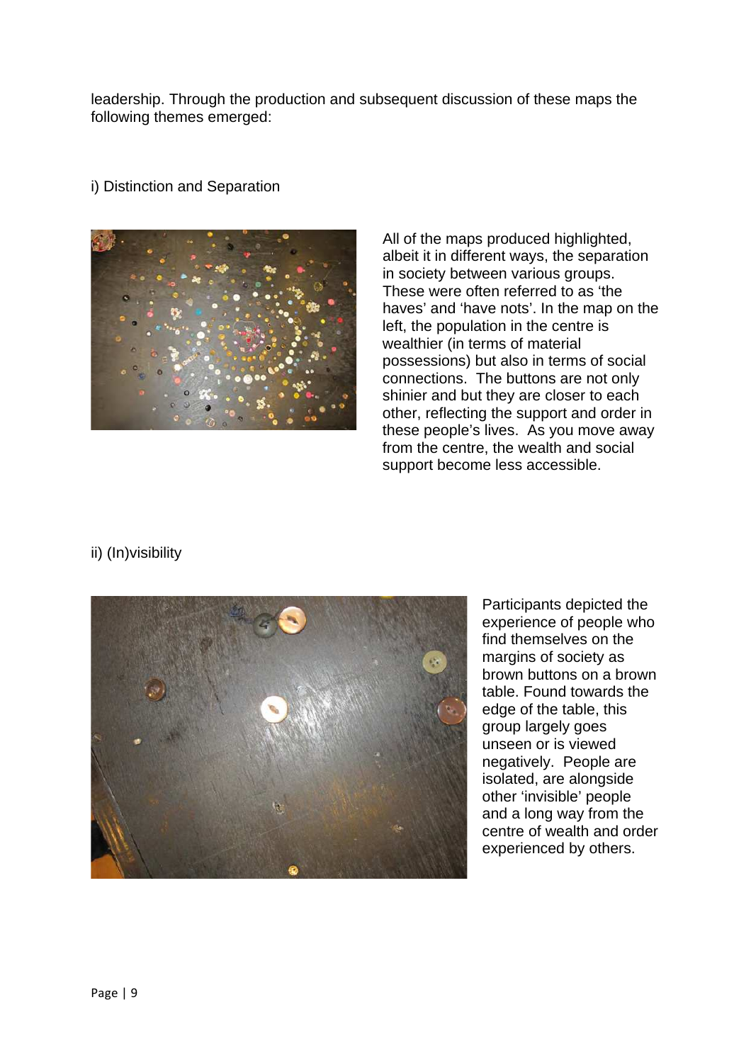leadership. Through the production and subsequent discussion of these maps the following themes emerged:

### i) Distinction and Separation

All of the maps produced highlighted, albeit it in different ways, the separation in society between various groups. These were often referred to as 'the haves' and 'have nots'. In the map on the left, the population in the centre is wealthier (in terms of material possessions) but also in terms of social connections. The buttons are not only shinier and but they are closer to each other, reflecting the support and order in these people's lives. As you move away from the centre, the wealth and social support become less accessible.

### ii) (In)visibility

Participants depicted the experience of people who find themselves on the margins of society as brown buttons on a brown table. Found towards the edge of the table, this group largely goes unseen or is viewed negatively. People are isolated, are alongside other 'invisible' people and a long way from the centre of wealth and order experienced by others.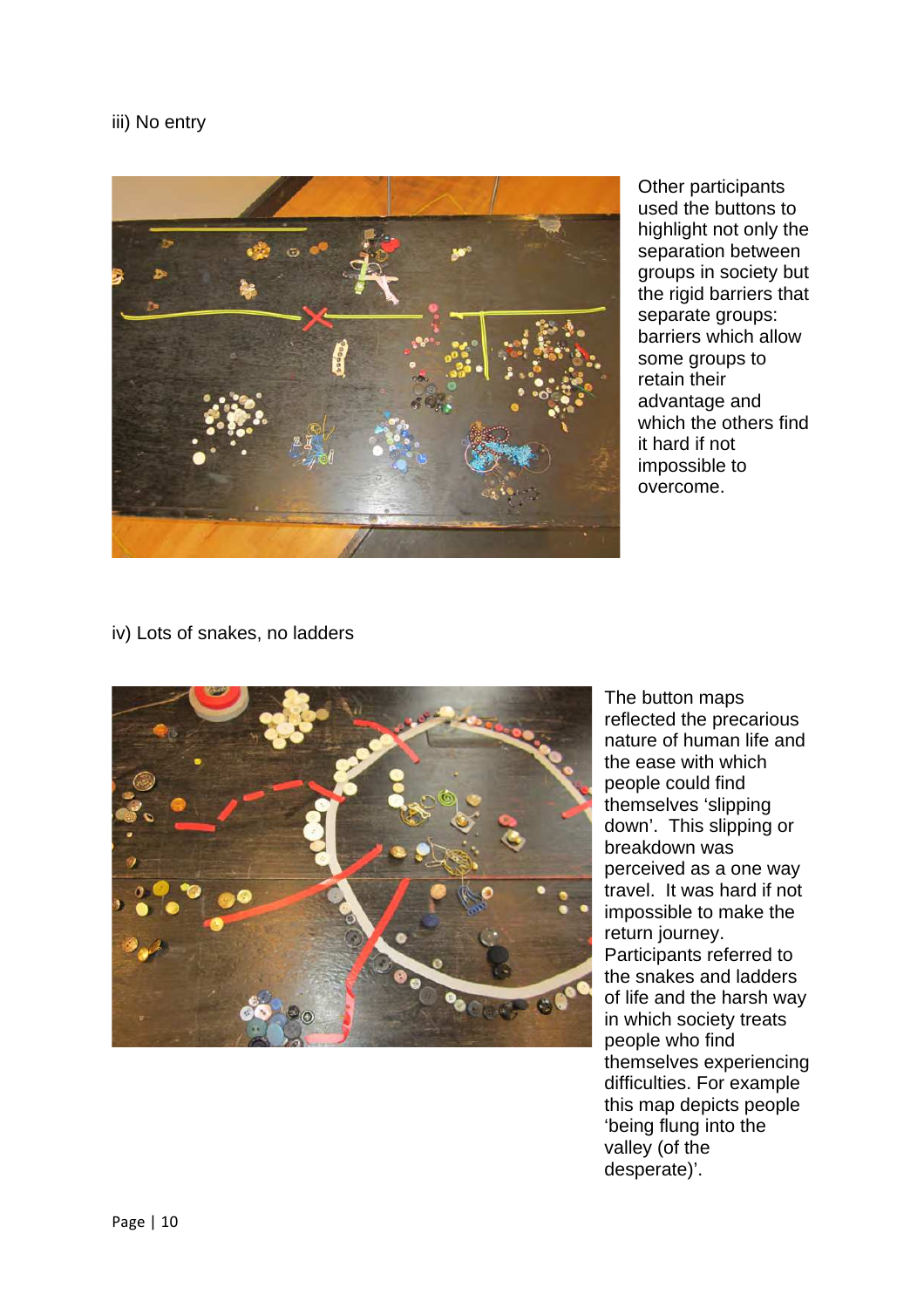iii) No entry

Other participants used the buttons to highlight not only the separation between groups in society but the rigid barriers that separate groups: barriers which allow some groups to retain their advantage and which the others find it hard if not impossible to overcome.

iv) Lots of snakes, no ladders

The button maps reflected the precarious nature of human life and the ease with which people could find themselves 'slipping down'. This slipping or breakdown was perceived as a one way travel. It was hard if not impossible to make the return journey. Participants referred to the snakes and ladders of life and the harsh way in which society treats people who find themselves experiencing difficulties. For example this map depicts people 'being flung into the valley (of the desperate)'.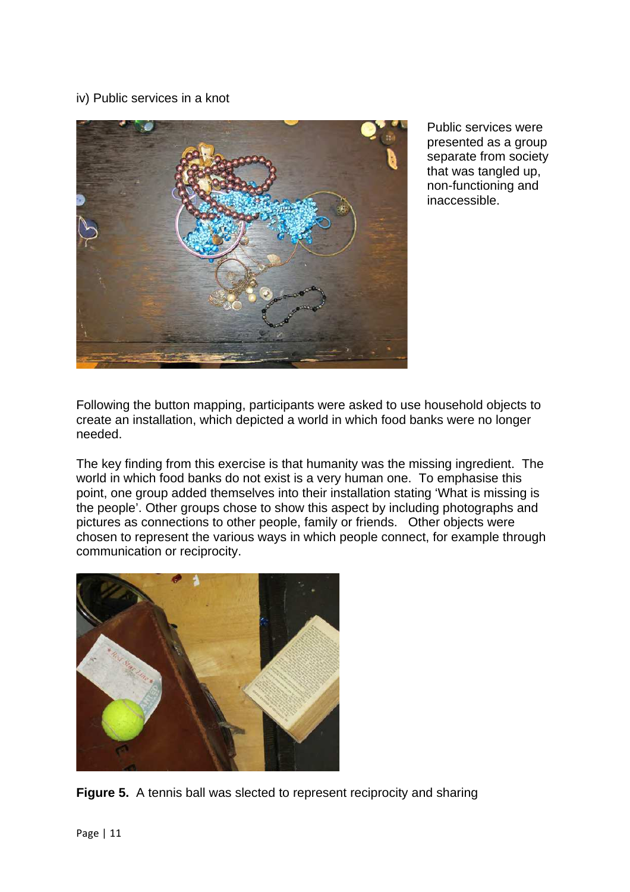iv) Public services in a knot

Public services were presented as a group separate from society that was tangled up, non-functioning and inaccessible.

Following the button mapping, participants were asked to use household objects to create an installation, which depicted a world in which food banks were no longer needed.

The key finding from this exercise is that humanity was the missing ingredient. The world in which food banks do not exist is a very human one. To emphasise this point, one group added themselves into their installation stating 'What is missing is the people'. Other groups chose to show this aspect by including photographs and pictures as connections to other people, family or friends. Other objects were chosen to represent the various ways in which people connect, for example through communication or reciprocity.

**Figure 5.** A tennis ball was slected to represent reciprocity and sharing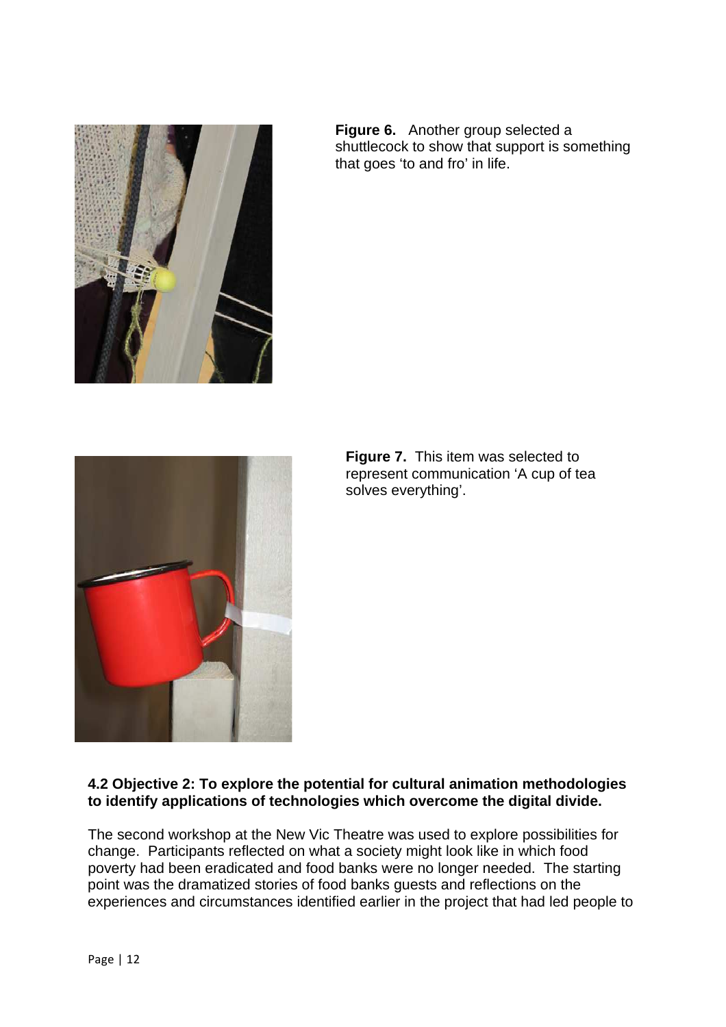**Figure 6.** Another group selected a shuttlecock to show that support is something that goes 'to and fro' in life.

**Figure 7.** This item was selected to represent communication 'A cup of tea solves everything'.

### 4.2 Objective 2: To explore the potential for cultural animation methodologies to identify applications of technologies which overcome the digital divide.

The second workshop at the New Vic Theatre was used to explore possibilities for change. Participants reflected on what a society might look like in which food poverty had been eradicated and food banks were no longer needed. The starting point was the dramatized stories of food banks guests and reflections on the experiences and circumstances identified earlier in the project that had led people to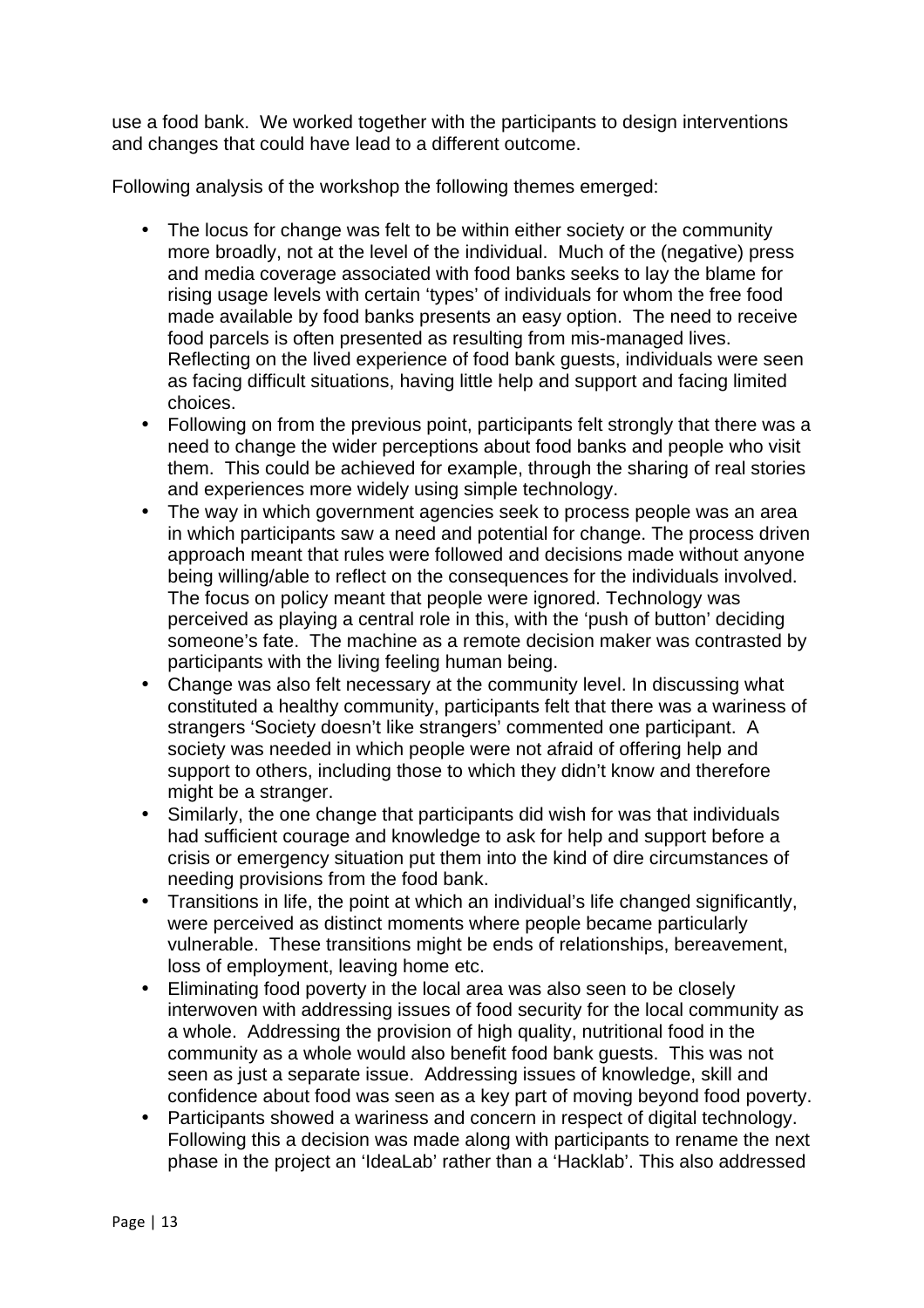use a food bank. We worked together with the participants to design interventions and changes that could have lead to a different outcome.

Following analysis of the workshop the following themes emerged:

- The locus for change was felt to be within either society or the community more broadly, not at the level of the individual. Much of the (negative) press and media coverage associated with food banks seeks to lay the blame for rising usage levels with certain 'types' of individuals for whom the free food made available by food banks presents an easy option. The need to receive food parcels is often presented as resulting from mis-managed lives. Reflecting on the lived experience of food bank guests, individuals were seen as facing difficult situations, having little help and support and facing limited choices.
- Following on from the previous point, participants felt strongly that there was a need to change the wider perceptions about food banks and people who visit them. This could be achieved for example, through the sharing of real stories and experiences more widely using simple technology.
- The way in which government agencies seek to process people was an area in which participants saw a need and potential for change. The process driven approach meant that rules were followed and decisions made without anyone being willing/able to reflect on the consequences for the individuals involved. The focus on policy meant that people were ignored. Technology was perceived as playing a central role in this, with the 'push of button' deciding someone's fate. The machine as a remote decision maker was contrasted by participants with the living feeling human being.
- Change was also felt necessary at the community level. In discussing what constituted a healthy community, participants felt that there was a wariness of strangers 'Society doesn't like strangers' commented one participant. A society was needed in which people were not afraid of offering help and support to others, including those to which they didn't know and therefore might be a stranger.
- Similarly, the one change that participants did wish for was that individuals had sufficient courage and knowledge to ask for help and support before a crisis or emergency situation put them into the kind of dire circumstances of needing provisions from the food bank.
- Transitions in life, the point at which an individual's life changed significantly, were perceived as distinct moments where people became particularly vulnerable. These transitions might be ends of relationships, bereavement, loss of employment, leaving home etc.
- Eliminating food poverty in the local area was also seen to be closely interwoven with addressing issues of food security for the local community as a whole. Addressing the provision of high quality, nutritional food in the community as a whole would also benefit food bank guests. This was not seen as just a separate issue. Addressing issues of knowledge, skill and confidence about food was seen as a key part of moving beyond food poverty.
- Participants showed a wariness and concern in respect of digital technology. Following this a decision was made along with participants to rename the next phase in the project an 'IdeaLab' rather than a 'Hacklab'. This also addressed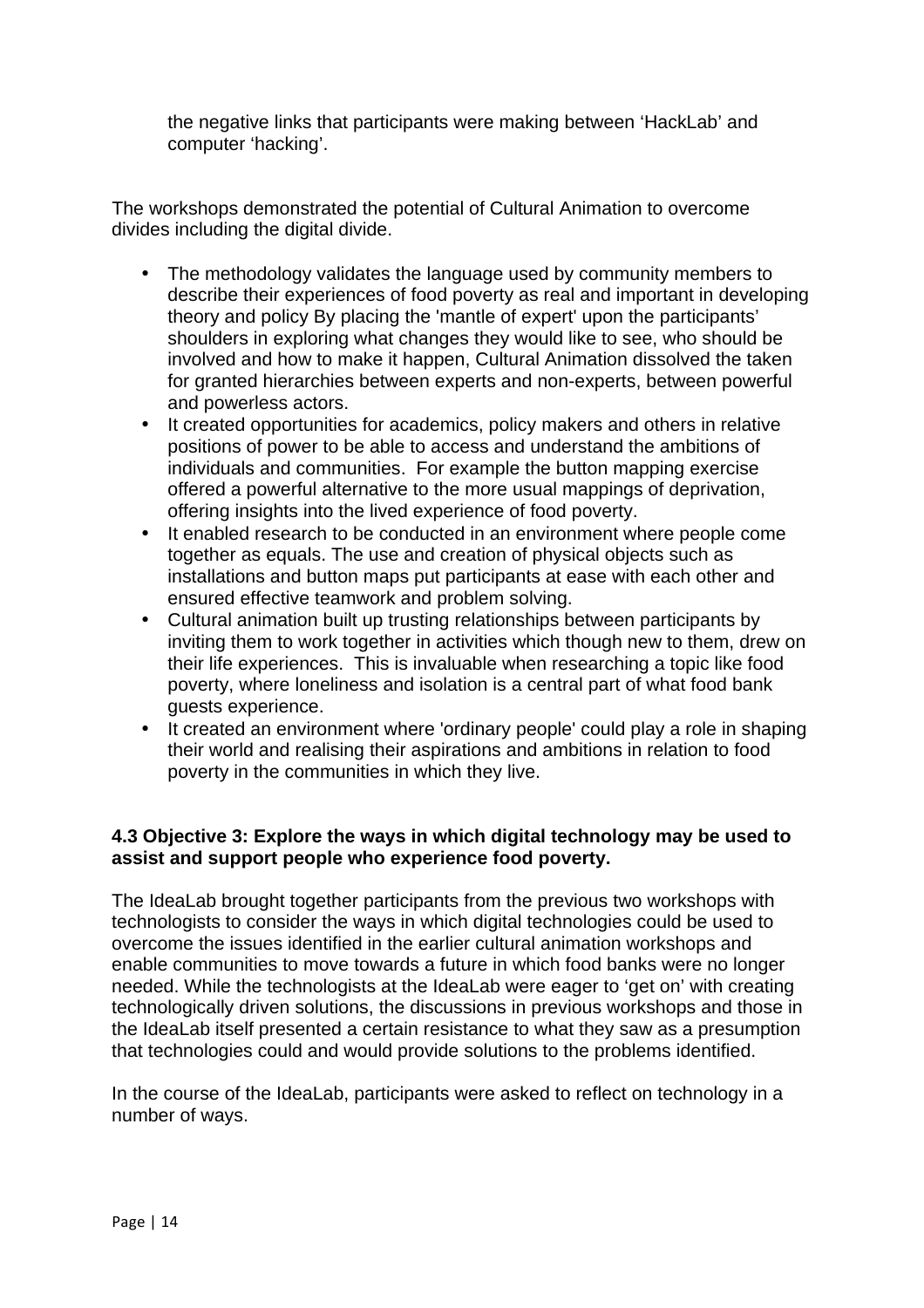the negative links that participants were making between 'HackLab' and computer 'hacking'.

The workshops demonstrated the potential of Cultural Animation to overcome divides including the digital divide.

- The methodology validates the language used by community members to describe their experiences of food poverty as real and important in developing theory and policy By placing the 'mantle of expert' upon the participants' shoulders in exploring what changes they would like to see, who should be involved and how to make it happen, Cultural Animation dissolved the taken for granted hierarchies between experts and non-experts, between powerful and powerless actors.
- It created opportunities for academics, policy makers and others in relative positions of power to be able to access and understand the ambitions of individuals and communities. For example the button mapping exercise offered a powerful alternative to the more usual mappings of deprivation, offering insights into the lived experience of food poverty.
- It enabled research to be conducted in an environment where people come together as equals. The use and creation of physical objects such as installations and button maps put participants at ease with each other and ensured effective teamwork and problem solving.
- Cultural animation built up trusting relationships between participants by inviting them to work together in activities which though new to them, drew on their life experiences. This is invaluable when researching a topic like food poverty, where loneliness and isolation is a central part of what food bank guests experience.
- It created an environment where 'ordinary people' could play a role in shaping their world and realising their aspirations and ambitions in relation to food poverty in the communities in which they live.

### 4.3 Objective 3: Explore the ways in which digital technology may be used to assist and support people who experience food poverty.

The IdeaLab brought together participants from the previous two workshops with technologists to consider the ways in which digital technologies could be used to overcome the issues identified in the earlier cultural animation workshops and enable communities to move towards a future in which food banks were no longer needed. While the technologists at the IdeaLab were eager to 'get on' with creating technologically driven solutions, the discussions in previous workshops and those in the IdeaLab itself presented a certain resistance to what they saw as a presumption that technologies could and would provide solutions to the problems identified.

In the course of the IdeaLab, participants were asked to reflect on technology in a number of ways.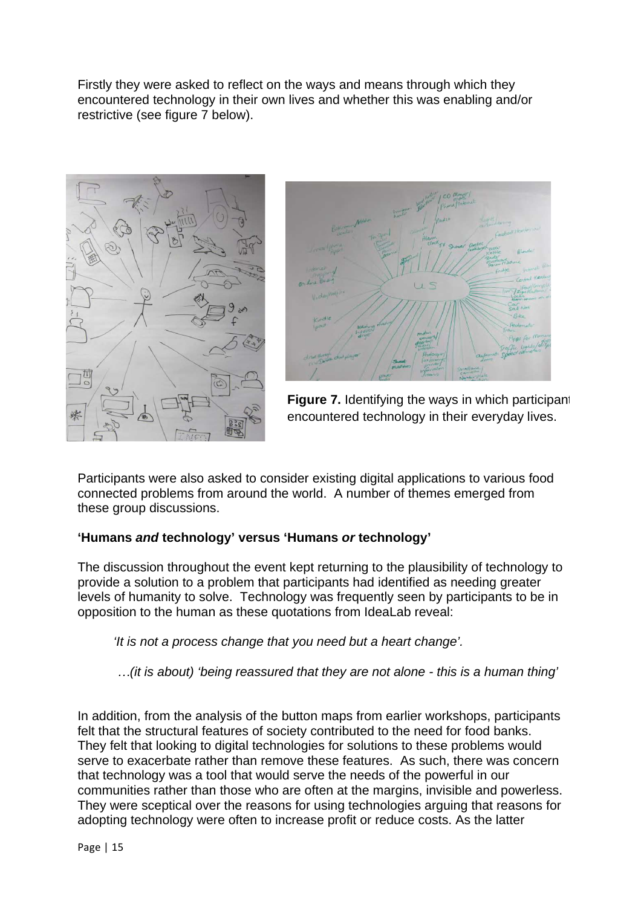Firstly they were asked to reflect on the ways and means through which they encountered technology in their own lives and whether this was enabling and/or restrictive (see figure 7 below).

**Figure 7.** Identifying the ways in which participants encountered technology in their everyday lives.

Participants were also asked to consider existing digital applications to various food connected problems from around the world. A number of themes emerged from these group discussions.

**'Humans *and* technology' versus 'Humans *or* technology'**

The discussion throughout the event kept returning to the plausibility of technology to provide a solution to a problem that participants had identified as needing greater levels of humanity to solve. Technology was frequently seen by participants to be in opposition to the human as these quotations from IdeaLab reveal:

> *'It is not a process change that you need but a heart change'.*
>
> *…(it is about) 'being reassured that they are not alone - this is a human thing'*

In addition, from the analysis of the button maps from earlier workshops, participants felt that the structural features of society contributed to the need for food banks. They felt that looking to digital technologies for solutions to these problems would serve to exacerbate rather than remove these features. As such, there was concern that technology was a tool that would serve the needs of the powerful in our communities rather than those who are often at the margins, invisible and powerless. They were sceptical over the reasons for using technologies arguing that reasons for adopting technology were often to increase profit or reduce costs. As the latter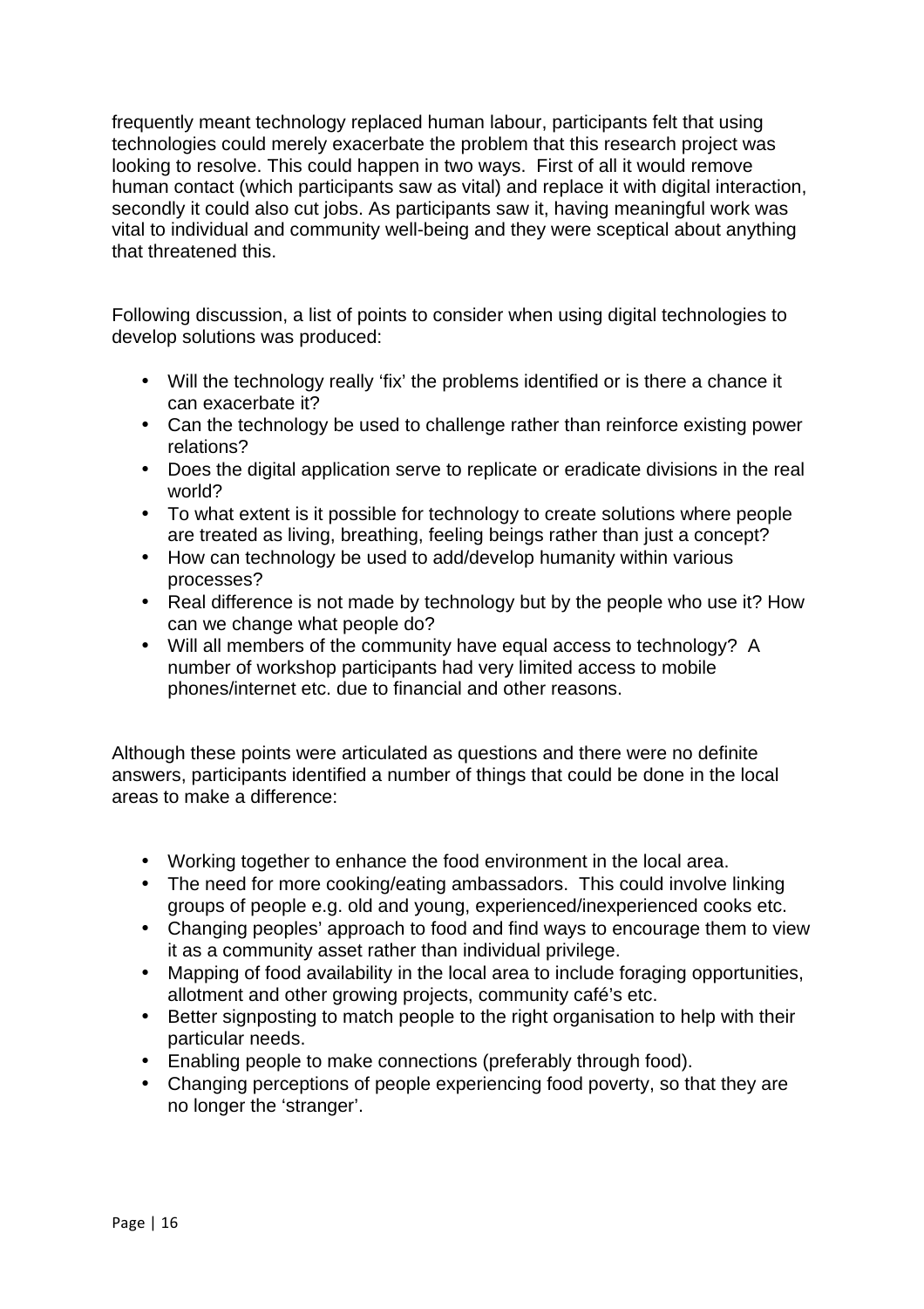frequently meant technology replaced human labour, participants felt that using technologies could merely exacerbate the problem that this research project was looking to resolve. This could happen in two ways. First of all it would remove human contact (which participants saw as vital) and replace it with digital interaction, secondly it could also cut jobs. As participants saw it, having meaningful work was vital to individual and community well-being and they were sceptical about anything that threatened this.

Following discussion, a list of points to consider when using digital technologies to develop solutions was produced:

- Will the technology really 'fix' the problems identified or is there a chance it can exacerbate it?
- Can the technology be used to challenge rather than reinforce existing power relations?
- Does the digital application serve to replicate or eradicate divisions in the real world?
- To what extent is it possible for technology to create solutions where people are treated as living, breathing, feeling beings rather than just a concept?
- How can technology be used to add/develop humanity within various processes?
- Real difference is not made by technology but by the people who use it? How can we change what people do?
- Will all members of the community have equal access to technology? A number of workshop participants had very limited access to mobile phones/internet etc. due to financial and other reasons.

Although these points were articulated as questions and there were no definite answers, participants identified a number of things that could be done in the local areas to make a difference:

- Working together to enhance the food environment in the local area.
- The need for more cooking/eating ambassadors. This could involve linking groups of people e.g. old and young, experienced/inexperienced cooks etc.
- Changing peoples' approach to food and find ways to encourage them to view it as a community asset rather than individual privilege.
- Mapping of food availability in the local area to include foraging opportunities, allotment and other growing projects, community café's etc.
- Better signposting to match people to the right organisation to help with their particular needs.
- Enabling people to make connections (preferably through food).
- Changing perceptions of people experiencing food poverty, so that they are no longer the 'stranger'.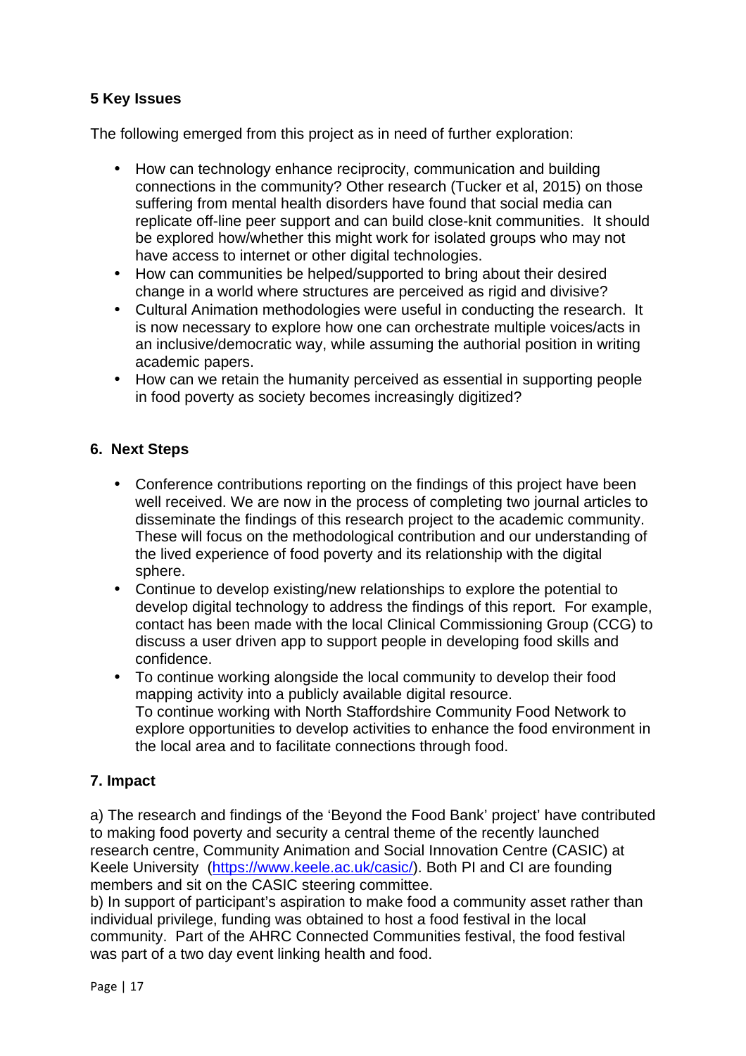## 5 Key Issues

The following emerged from this project as in need of further exploration:

- How can technology enhance reciprocity, communication and building connections in the community? Other research (Tucker et al, 2015) on those suffering from mental health disorders have found that social media can replicate off-line peer support and can build close-knit communities. It should be explored how/whether this might work for isolated groups who may not have access to internet or other digital technologies.
- How can communities be helped/supported to bring about their desired change in a world where structures are perceived as rigid and divisive?
- Cultural Animation methodologies were useful in conducting the research. It is now necessary to explore how one can orchestrate multiple voices/acts in an inclusive/democratic way, while assuming the authorial position in writing academic papers.
- How can we retain the humanity perceived as essential in supporting people in food poverty as society becomes increasingly digitized?

## 6. Next Steps

- Conference contributions reporting on the findings of this project have been well received. We are now in the process of completing two journal articles to disseminate the findings of this research project to the academic community. These will focus on the methodological contribution and our understanding of the lived experience of food poverty and its relationship with the digital sphere.
- Continue to develop existing/new relationships to explore the potential to develop digital technology to address the findings of this report. For example, contact has been made with the local Clinical Commissioning Group (CCG) to discuss a user driven app to support people in developing food skills and confidence.
- To continue working alongside the local community to develop their food mapping activity into a publicly available digital resource.
  To continue working with North Staffordshire Community Food Network to explore opportunities to develop activities to enhance the food environment in the local area and to facilitate connections through food.

## 7. Impact

a) The research and findings of the 'Beyond the Food Bank' project' have contributed to making food poverty and security a central theme of the recently launched research centre, Community Animation and Social Innovation Centre (CASIC) at Keele University (https://www.keele.ac.uk/casic/). Both PI and CI are founding members and sit on the CASIC steering committee.
b) In support of participant's aspiration to make food a community asset rather than individual privilege, funding was obtained to host a food festival in the local community. Part of the AHRC Connected Communities festival, the food festival was part of a two day event linking health and food.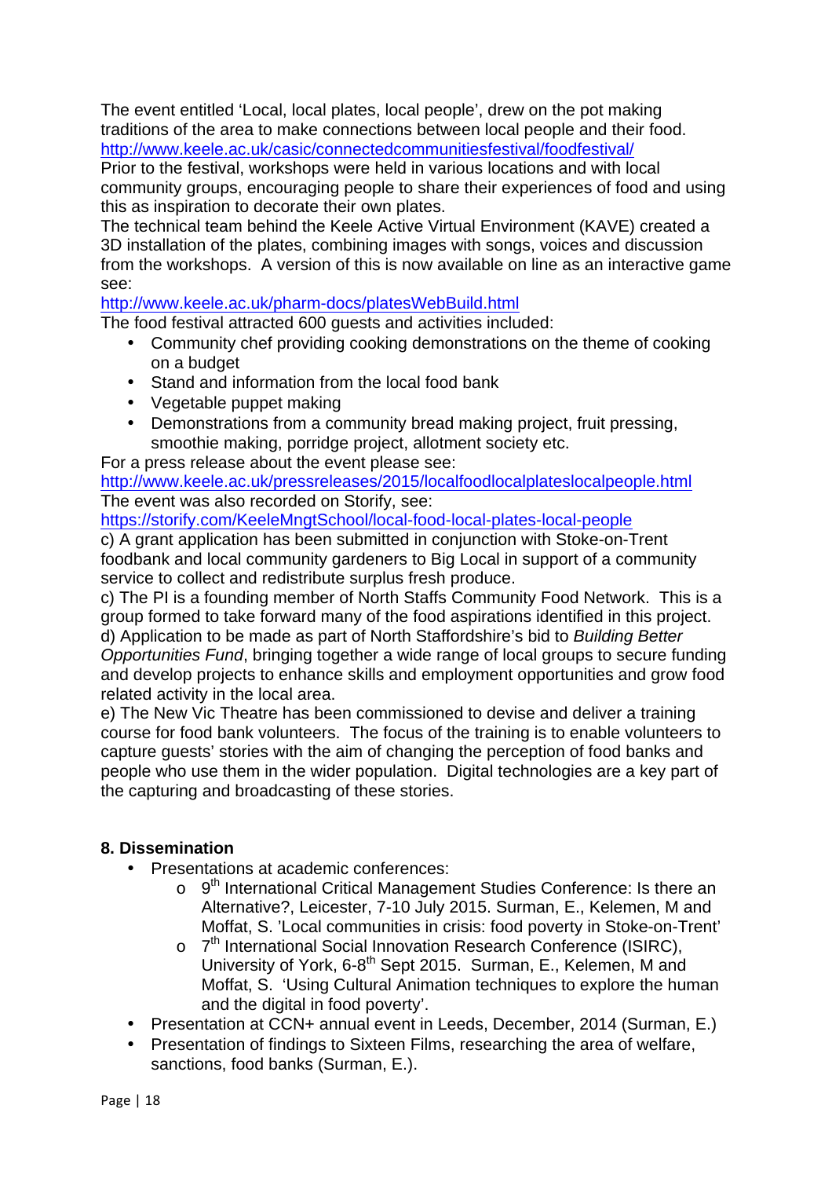The event entitled 'Local, local plates, local people', drew on the pot making traditions of the area to make connections between local people and their food. http://www.keele.ac.uk/casic/connectedcommunitiesfestival/foodfestival/

Prior to the festival, workshops were held in various locations and with local community groups, encouraging people to share their experiences of food and using this as inspiration to decorate their own plates.

The technical team behind the Keele Active Virtual Environment (KAVE) created a 3D installation of the plates, combining images with songs, voices and discussion from the workshops. A version of this is now available on line as an interactive game see:

http://www.keele.ac.uk/pharm-docs/platesWebBuild.html

The food festival attracted 600 guests and activities included:

- Community chef providing cooking demonstrations on the theme of cooking on a budget
- Stand and information from the local food bank
- Vegetable puppet making
- Demonstrations from a community bread making project, fruit pressing, smoothie making, porridge project, allotment society etc.

For a press release about the event please see:

http://www.keele.ac.uk/pressreleases/2015/localfoodlocalplateslocalpeople.html

The event was also recorded on Storify, see:

https://storify.com/KeeleMngtSchool/local-food-local-plates-local-people

c) A grant application has been submitted in conjunction with Stoke-on-Trent foodbank and local community gardeners to Big Local in support of a community service to collect and redistribute surplus fresh produce.

c) The PI is a founding member of North Staffs Community Food Network. This is a group formed to take forward many of the food aspirations identified in this project.

d) Application to be made as part of North Staffordshire's bid to *Building Better Opportunities Fund*, bringing together a wide range of local groups to secure funding and develop projects to enhance skills and employment opportunities and grow food related activity in the local area.

e) The New Vic Theatre has been commissioned to devise and deliver a training course for food bank volunteers. The focus of the training is to enable volunteers to capture guests' stories with the aim of changing the perception of food banks and people who use them in the wider population. Digital technologies are a key part of the capturing and broadcasting of these stories.

**8. Dissemination**

- Presentations at academic conferences:
  - 9th International Critical Management Studies Conference: Is there an Alternative?, Leicester, 7-10 July 2015. Surman, E., Kelemen, M and Moffat, S. 'Local communities in crisis: food poverty in Stoke-on-Trent'
  - 7th International Social Innovation Research Conference (ISIRC), University of York, 6-8th Sept 2015. Surman, E., Kelemen, M and Moffat, S. 'Using Cultural Animation techniques to explore the human and the digital in food poverty'.
- Presentation at CCN+ annual event in Leeds, December, 2014 (Surman, E.)
- Presentation of findings to Sixteen Films, researching the area of welfare, sanctions, food banks (Surman, E.).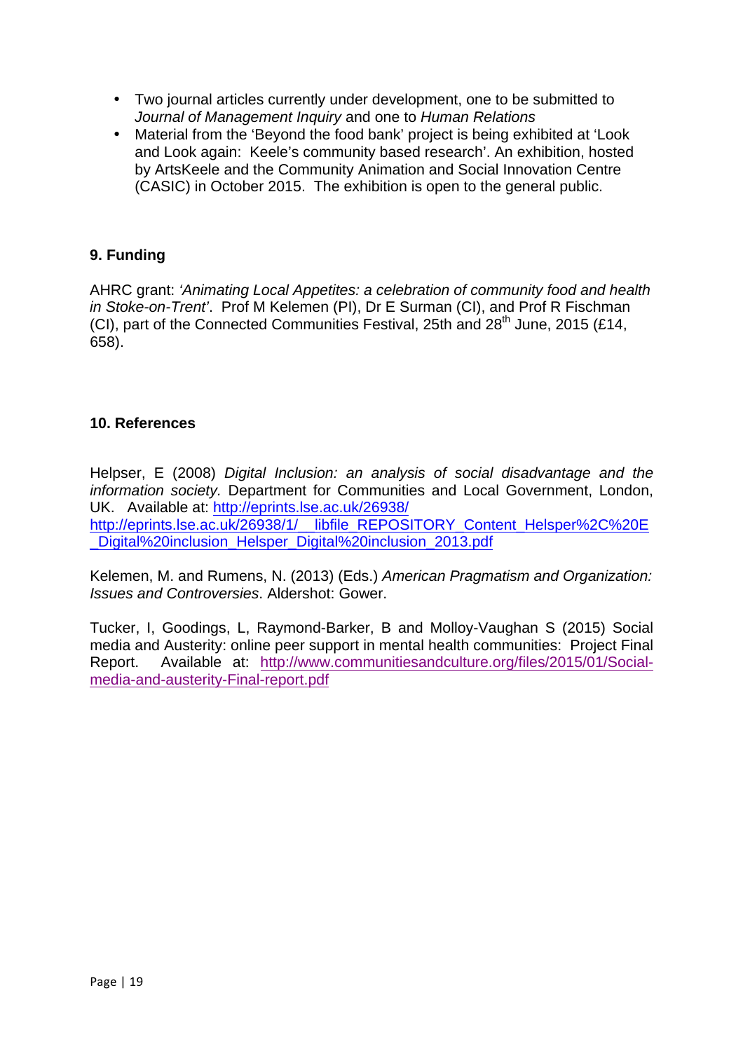- Two journal articles currently under development, one to be submitted to *Journal of Management Inquiry* and one to *Human Relations*
- Material from the 'Beyond the food bank' project is being exhibited at 'Look and Look again: Keele's community based research'. An exhibition, hosted by ArtsKeele and the Community Animation and Social Innovation Centre (CASIC) in October 2015. The exhibition is open to the general public.

## 9. Funding

AHRC grant: *'Animating Local Appetites: a celebration of community food and health in Stoke-on-Trent'*. Prof M Kelemen (PI), Dr E Surman (CI), and Prof R Fischman (CI), part of the Connected Communities Festival, 25th and 28th June, 2015 (£14, 658).

## 10. References

Helpser, E (2008) *Digital Inclusion: an analysis of social disadvantage and the information society.* Department for Communities and Local Government, London, UK. Available at: http://eprints.lse.ac.uk/26938/ http://eprints.lse.ac.uk/26938/1/__libfile_REPOSITORY_Content_Helsper%2C%20E_Digital%20inclusion_Helsper_Digital%20inclusion_2013.pdf

Kelemen, M. and Rumens, N. (2013) (Eds.) *American Pragmatism and Organization: Issues and Controversies*. Aldershot: Gower.

Tucker, I, Goodings, L, Raymond-Barker, B and Molloy-Vaughan S (2015) Social media and Austerity: online peer support in mental health communities: Project Final Report. Available at: http://www.communitiesandculture.org/files/2015/01/Social-media-and-austerity-Final-report.pdf